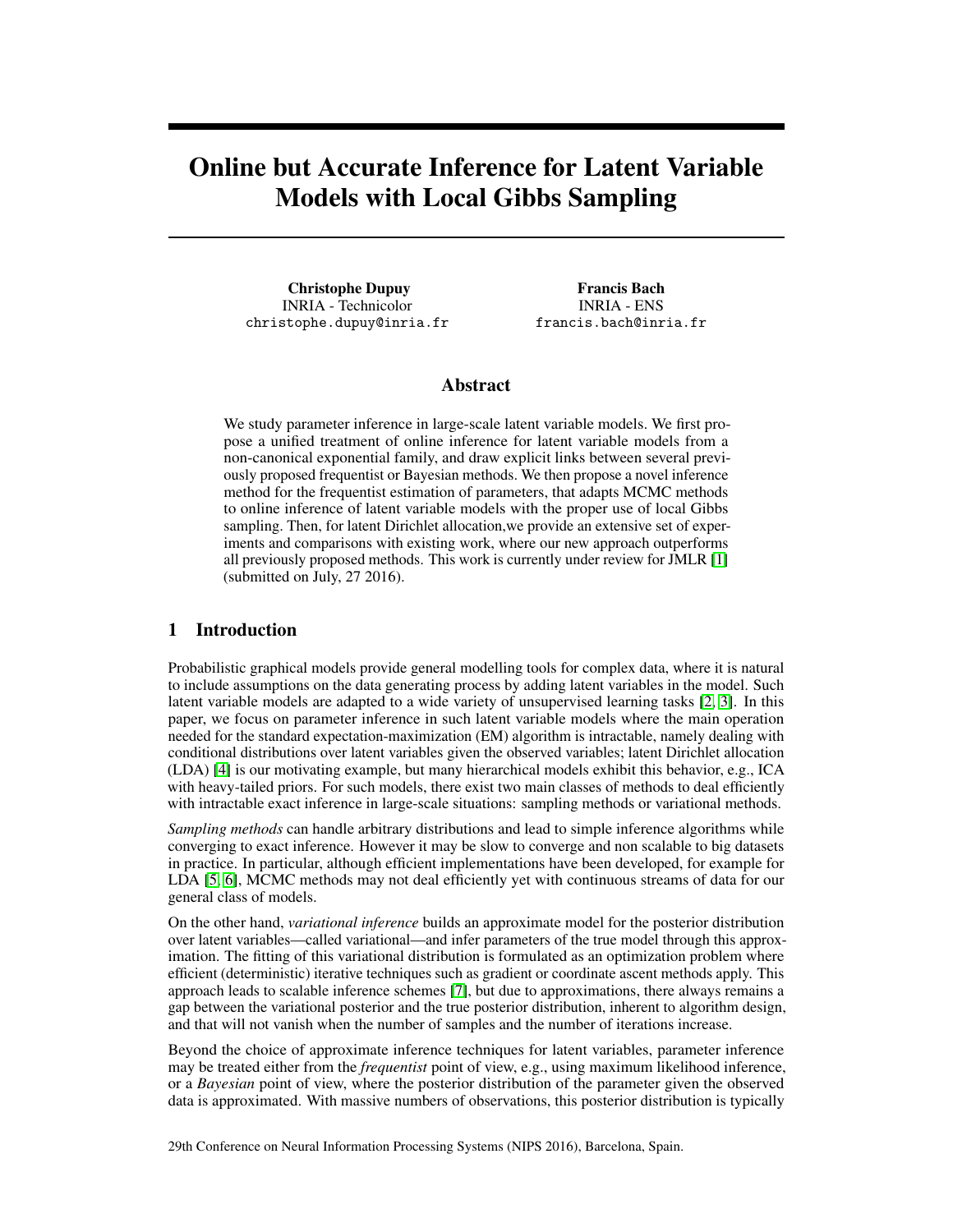# Online but Accurate Inference for Latent Variable Models with Local Gibbs Sampling

**Christophe Dupuy**
INRIA - Technicolor
christophe.dupuy@inria.fr

**Francis Bach**
INRIA - ENS
francis.bach@inria.fr

## Abstract

We study parameter inference in large-scale latent variable models. We first propose a unified treatment of online inference for latent variable models from a non-canonical exponential family, and draw explicit links between several previously proposed frequentist or Bayesian methods. We then propose a novel inference method for the frequentist estimation of parameters, that adapts MCMC methods to online inference of latent variable models with the proper use of local Gibbs sampling. Then, for latent Dirichlet allocation,we provide an extensive set of experiments and comparisons with existing work, where our new approach outperforms all previously proposed methods. This work is currently under review for JMLR [1] (submitted on July, 27 2016).

## 1 Introduction

Probabilistic graphical models provide general modelling tools for complex data, where it is natural to include assumptions on the data generating process by adding latent variables in the model. Such latent variable models are adapted to a wide variety of unsupervised learning tasks [2, 3]. In this paper, we focus on parameter inference in such latent variable models where the main operation needed for the standard expectation-maximization (EM) algorithm is intractable, namely dealing with conditional distributions over latent variables given the observed variables; latent Dirichlet allocation (LDA) [4] is our motivating example, but many hierarchical models exhibit this behavior, e.g., ICA with heavy-tailed priors. For such models, there exist two main classes of methods to deal efficiently with intractable exact inference in large-scale situations: sampling methods or variational methods.

*Sampling methods* can handle arbitrary distributions and lead to simple inference algorithms while converging to exact inference. However it may be slow to converge and non scalable to big datasets in practice. In particular, although efficient implementations have been developed, for example for LDA [5, 6], MCMC methods may not deal efficiently yet with continuous streams of data for our general class of models.

On the other hand, *variational inference* builds an approximate model for the posterior distribution over latent variables—called variational—and infer parameters of the true model through this approximation. The fitting of this variational distribution is formulated as an optimization problem where efficient (deterministic) iterative techniques such as gradient or coordinate ascent methods apply. This approach leads to scalable inference schemes [7], but due to approximations, there always remains a gap between the variational posterior and the true posterior distribution, inherent to algorithm design, and that will not vanish when the number of samples and the number of iterations increase.

Beyond the choice of approximate inference techniques for latent variables, parameter inference may be treated either from the *frequentist* point of view, e.g., using maximum likelihood inference, or a *Bayesian* point of view, where the posterior distribution of the parameter given the observed data is approximated. With massive numbers of observations, this posterior distribution is typically

29th Conference on Neural Information Processing Systems (NIPS 2016), Barcelona, Spain.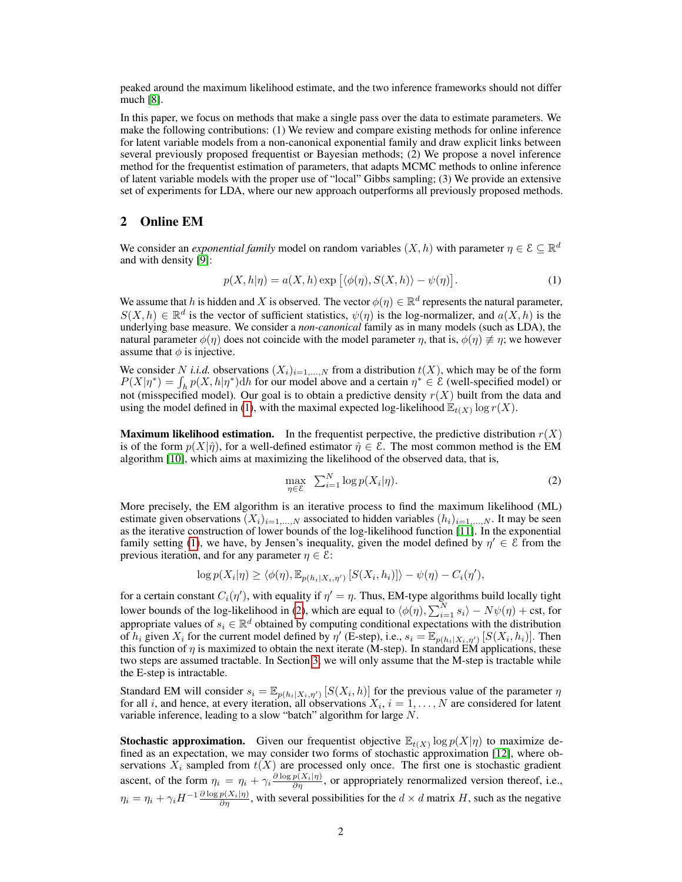peaked around the maximum likelihood estimate, and the two inference frameworks should not differ much [8].

In this paper, we focus on methods that make a single pass over the data to estimate parameters. We make the following contributions: (1) We review and compare existing methods for online inference for latent variable models from a non-canonical exponential family and draw explicit links between several previously proposed frequentist or Bayesian methods; (2) We propose a novel inference method for the frequentist estimation of parameters, that adapts MCMC methods to online inference of latent variable models with the proper use of "local" Gibbs sampling; (3) We provide an extensive set of experiments for LDA, where our new approach outperforms all previously proposed methods.

## 2 Online EM

We consider an *exponential family* model on random variables $(X, h)$ with parameter $\eta \in \mathcal{E} \subseteq \mathbb{R}^d$ and with density [9]:

$$p(X, h|\eta) = a(X, h) \exp\big[\langle \phi(\eta), S(X, h)\rangle - \psi(\eta)\big]. \tag{1}$$

We assume that $h$ is hidden and $X$ is observed. The vector $\phi(\eta) \in \mathbb{R}^d$ represents the natural parameter, $S(X, h) \in \mathbb{R}^d$ is the vector of sufficient statistics, $\psi(\eta)$ is the log-normalizer, and $a(X, h)$ is the underlying base measure. We consider a *non-canonical* family as in many models (such as LDA), the natural parameter $\phi(\eta)$ does not coincide with the model parameter $\eta$, that is, $\phi(\eta) \not\equiv \eta$; we however assume that $\phi$ is injective.

We consider $N$ *i.i.d.* observations $(X_i)_{i=1,\dots,N}$ from a distribution $t(X)$, which may be of the form $P(X|\eta^*) = \int_h p(X, h|\eta^*)\mathrm{d}h$ for our model above and a certain $\eta^* \in \mathcal{E}$ (well-specified model) or not (misspecified model). Our goal is to obtain a predictive density $r(X)$ built from the data and using the model defined in (1), with the maximal expected log-likelihood $\mathbb{E}_{t(X)} \log r(X)$.

**Maximum likelihood estimation.** In the frequentist perpective, the predictive distribution $r(X)$ is of the form $p(X|\hat{\eta})$, for a well-defined estimator $\hat{\eta} \in \mathcal{E}$. The most common method is the EM algorithm [10], which aims at maximizing the likelihood of the observed data, that is,

$$\max_{\eta \in \mathcal{E}} \ \sum_{i=1}^N \log p(X_i|\eta). \tag{2}$$

More precisely, the EM algorithm is an iterative process to find the maximum likelihood (ML) estimate given observations $(X_i)_{i=1,\dots,N}$ associated to hidden variables $(h_i)_{i=1,\dots,N}$. It may be seen as the iterative construction of lower bounds of the log-likelihood function [11]. In the exponential family setting (1), we have, by Jensen's inequality, given the model defined by $\eta' \in \mathcal{E}$ from the previous iteration, and for any parameter $\eta \in \mathcal{E}$:

$$\log p(X_i|\eta) \geq \langle \phi(\eta), \mathbb{E}_{p(h_i|X_i,\eta')}\left[S(X_i, h_i)\right]\rangle - \psi(\eta) - C_i(\eta'),$$

for a certain constant $C_i(\eta')$, with equality if $\eta' = \eta$. Thus, EM-type algorithms build locally tight lower bounds of the log-likelihood in (2), which are equal to $\langle \phi(\eta), \sum_{i=1}^N s_i\rangle - N\psi(\eta) + \text{cst}$, for appropriate values of $s_i \in \mathbb{R}^d$ obtained by computing conditional expectations with the distribution of $h_i$ given $X_i$ for the current model defined by $\eta'$ (E-step), i.e., $s_i = \mathbb{E}_{p(h_i|X_i,\eta')}\left[S(X_i, h_i)\right]$. Then this function of $\eta$ is maximized to obtain the next iterate (M-step). In standard EM applications, these two steps are assumed tractable. In Section 3, we will only assume that the M-step is tractable while the E-step is intractable.

Standard EM will consider $s_i = \mathbb{E}_{p(h_i|X_i,\eta')}\left[S(X_i, h)\right]$ for the previous value of the parameter $\eta$ for all $i$, and hence, at every iteration, all observations $X_i$, $i = 1, \dots, N$ are considered for latent variable inference, leading to a slow "batch" algorithm for large $N$.

**Stochastic approximation.** Given our frequentist objective $\mathbb{E}_{t(X)} \log p(X|\eta)$ to maximize defined as an expectation, we may consider two forms of stochastic approximation [12], where observations $X_i$ sampled from $t(X)$ are processed only once. The first one is stochastic gradient ascent, of the form $\eta_i = \eta_i + \gamma_i \frac{\partial \log p(X_i|\eta)}{\partial \eta}$, or appropriately renormalized version thereof, i.e., $\eta_i = \eta_i + \gamma_i H^{-1} \frac{\partial \log p(X_i|\eta)}{\partial \eta}$, with several possibilities for the $d \times d$ matrix $H$, such as the negative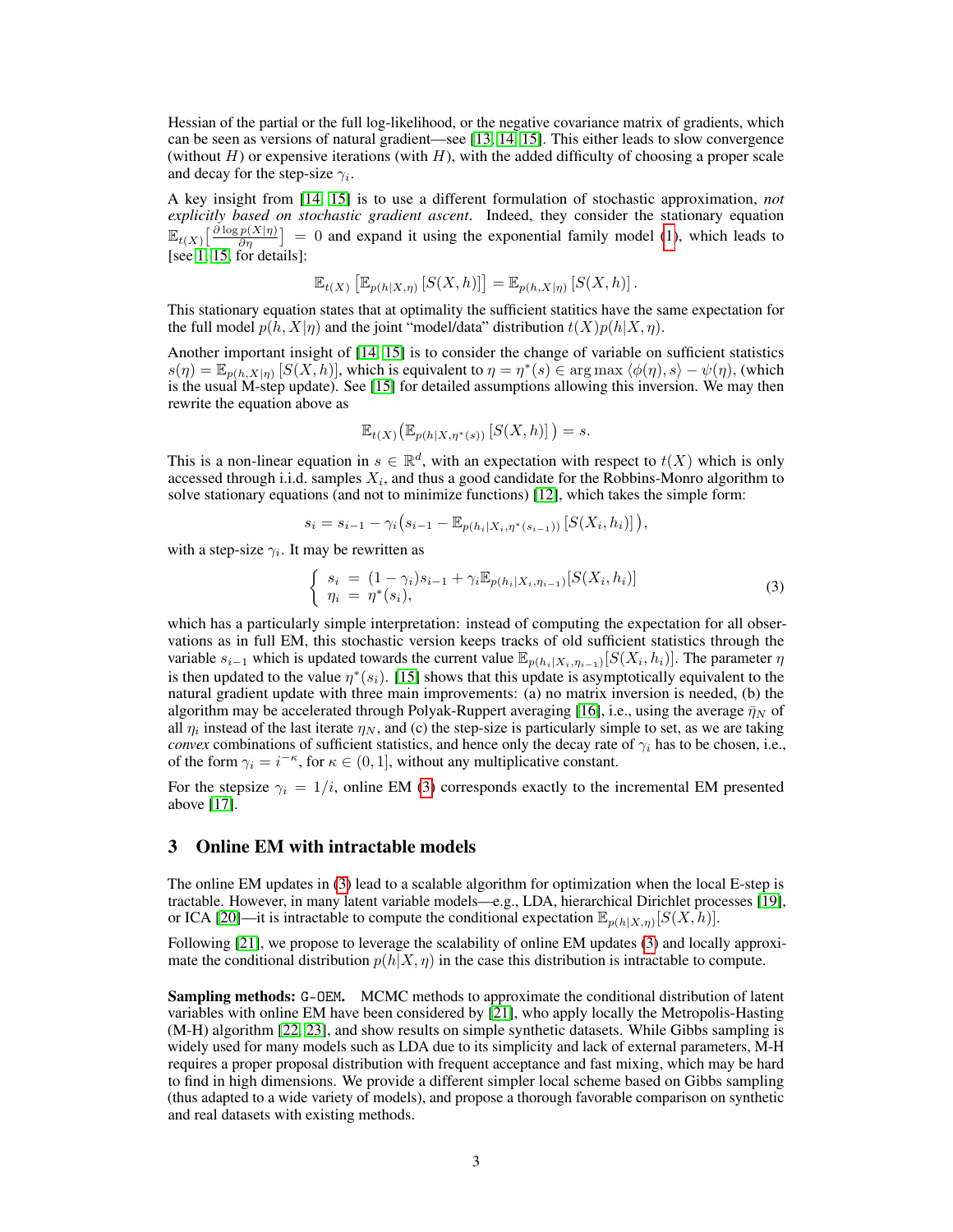Hessian of the partial or the full log-likelihood, or the negative covariance matrix of gradients, which can be seen as versions of natural gradient—see [13, 14, 15]. This either leads to slow convergence (without $H$) or expensive iterations (with $H$), with the added difficulty of choosing a proper scale and decay for the step-size $\gamma_i$.

A key insight from [14, 15] is to use a different formulation of stochastic approximation, *not explicitly based on stochastic gradient ascent*. Indeed, they consider the stationary equation $\mathbb{E}_{t(X)}\big[\frac{\partial \log p(X|\eta)}{\partial \eta}\big] = 0$ and expand it using the exponential family model (1), which leads to [see 1, 15, for details]:

$$\mathbb{E}_{t(X)}\left[\mathbb{E}_{p(h|X,\eta)}\left[S(X,h)\right]\right] = \mathbb{E}_{p(h,X|\eta)}\left[S(X,h)\right].$$

This stationary equation states that at optimality the sufficient statistics have the same expectation for the full model $p(h, X|\eta)$ and the joint "model/data" distribution $t(X)p(h|X, \eta)$.

Another important insight of [14, 15] is to consider the change of variable on sufficient statistics $s(\eta) = \mathbb{E}_{p(h,X|\eta)}\left[S(X,h)\right]$, which is equivalent to $\eta = \eta^*(s) \in \arg\max \langle \phi(\eta), s\rangle - \psi(\eta)$, (which is the usual M-step update). See [15] for detailed assumptions allowing this inversion. We may then rewrite the equation above as

$$\mathbb{E}_{t(X)}\big(\mathbb{E}_{p(h|X,\eta^*(s))}\left[S(X,h)\right]\big) = s.$$

This is a non-linear equation in $s \in \mathbb{R}^d$, with an expectation with respect to $t(X)$ which is only accessed through i.i.d. samples $X_i$, and thus a good candidate for the Robbins-Monro algorithm to solve stationary equations (and not to minimize functions) [12], which takes the simple form:

$$s_i = s_{i-1} - \gamma_i\big(s_{i-1} - \mathbb{E}_{p(h_i|X_i,\eta^*(s_{i-1}))}\left[S(X_i,h_i)\right]\big),$$

with a step-size $\gamma_i$. It may be rewritten as

$$\left\{\begin{array}{lcl} s_i &=& (1-\gamma_i)s_{i-1} + \gamma_i \mathbb{E}_{p(h_i|X_i,\eta_{i-1})}[S(X_i,h_i)] \\ \eta_i &=& \eta^*(s_i), \end{array}\right. \tag{3}$$

which has a particularly simple interpretation: instead of computing the expectation for all observations as in full EM, this stochastic version keeps tracks of old sufficient statistics through the variable $s_{i-1}$ which is updated towards the current value $\mathbb{E}_{p(h_i|X_i,\eta_{i-1})}[S(X_i,h_i)]$. The parameter $\eta$ is then updated to the value $\eta^*(s_i)$. [15] shows that this update is asymptotically equivalent to the natural gradient update with three main improvements: (a) no matrix inversion is needed, (b) the algorithm may be accelerated through Polyak-Ruppert averaging [16], i.e., using the average $\bar{\eta}_N$ of all $\eta_i$ instead of the last iterate $\eta_N$, and (c) the step-size is particularly simple to set, as we are taking *convex* combinations of sufficient statistics, and hence only the decay rate of $\gamma_i$ has to be chosen, i.e., of the form $\gamma_i = i^{-\kappa}$, for $\kappa \in (0, 1]$, without any multiplicative constant.

For the stepsize $\gamma_i = 1/i$, online EM (3) corresponds exactly to the incremental EM presented above [17].

## 3 Online EM with intractable models

The online EM updates in (3) lead to a scalable algorithm for optimization when the local E-step is tractable. However, in many latent variable models—e.g., LDA, hierarchical Dirichlet processes [19], or ICA [20]—it is intractable to compute the conditional expectation $\mathbb{E}_{p(h|X,\eta)}[S(X,h)]$.

Following [21], we propose to leverage the scalability of online EM updates (3) and locally approximate the conditional distribution $p(h|X, \eta)$ in the case this distribution is intractable to compute.

**Sampling methods: `G-OEM`.** MCMC methods to approximate the conditional distribution of latent variables with online EM have been considered by [21], who apply locally the Metropolis-Hasting (M-H) algorithm [22, 23], and show results on simple synthetic datasets. While Gibbs sampling is widely used for many models such as LDA due to its simplicity and lack of external parameters, M-H requires a proper proposal distribution with frequent acceptance and fast mixing, which may be hard to find in high dimensions. We provide a different simpler local scheme based on Gibbs sampling (thus adapted to a wide variety of models), and propose a thorough favorable comparison on synthetic and real datasets with existing methods.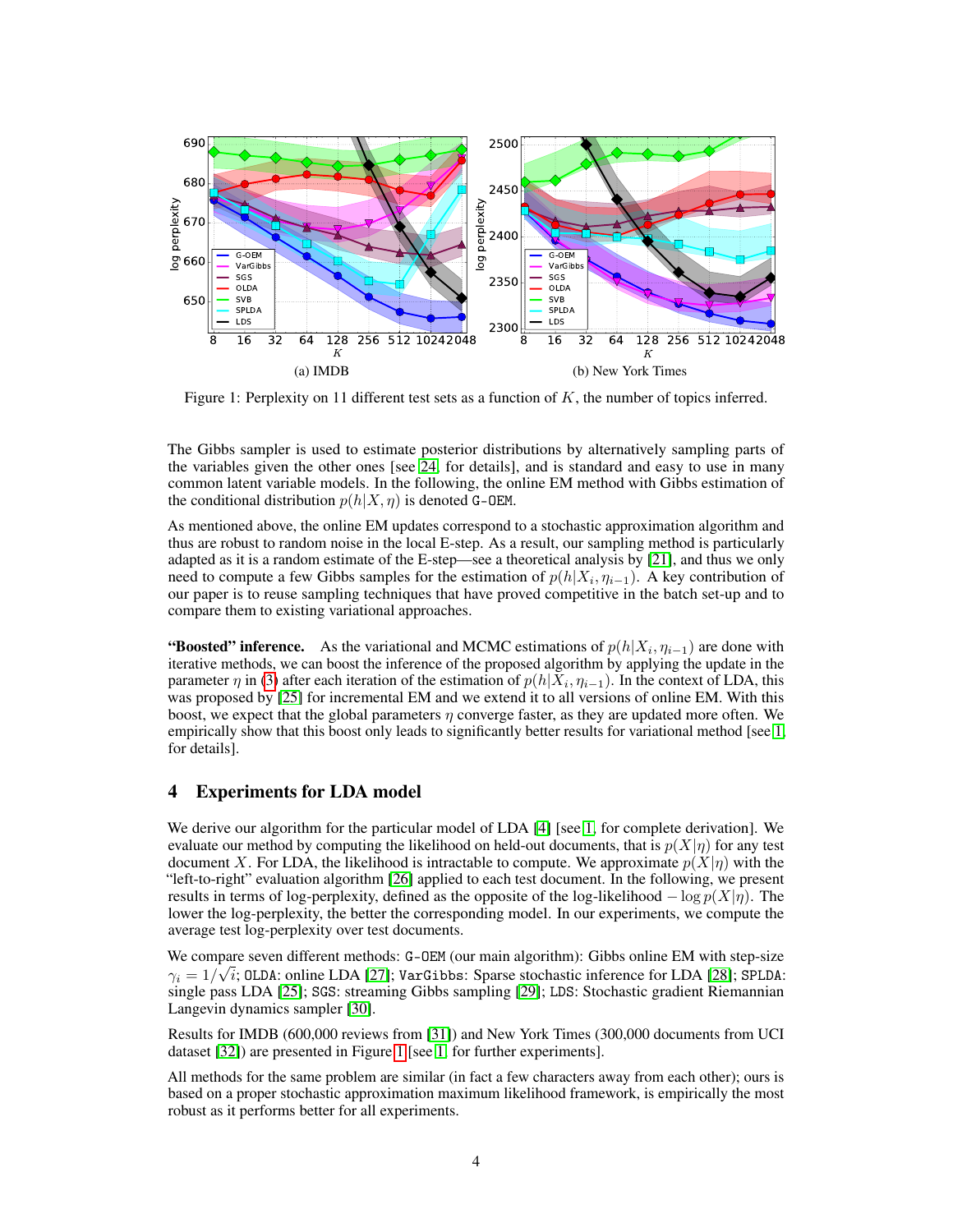(a) IMDB

(b) New York Times

Figure 1: Perplexity on 11 different test sets as a function of $K$, the number of topics inferred.

The Gibbs sampler is used to estimate posterior distributions by alternatively sampling parts of the variables given the other ones [see 24, for details], and is standard and easy to use in many common latent variable models. In the following, the online EM method with Gibbs estimation of the conditional distribution $p(h|X, \eta)$ is denoted G-OEM.

As mentioned above, the online EM updates correspond to a stochastic approximation algorithm and thus are robust to random noise in the local E-step. As a result, our sampling method is particularly adapted as it is a random estimation of the E-step—see a theoretical analysis by [21], and thus we only need to compute a few Gibbs samples for the estimation of $p(h|X_i, \eta_{i-1})$. A key contribution of our paper is to reuse sampling techniques that have proved competitive in the batch set-up and to compare them to existing variational approaches.

**"Boosted" inference.** As the variational and MCMC estimations of $p(h|X_i, \eta_{i-1})$ are done with iterative methods, we can boost the inference of the proposed algorithm by applying the update in the parameter $\eta$ in (3) after each iteration of the estimation of $p(h|X_i, \eta_{i-1})$. In the context of LDA, this was proposed by [25] for incremental EM and we extend it to all versions of online EM. With this boost, we expect that the global parameters $\eta$ converge faster, as they are updated more often. We empirically show that this boost only leads to significantly better results for variational method [see 1, for details].

## 4 Experiments for LDA model

We derive our algorithm for the particular model of LDA [4] [see 1, for complete derivation]. We evaluate our method by computing the likelihood on held-out documents, that is $p(X|\eta)$ for any test document $X$. For LDA, the likelihood is intractable to compute. We approximate $p(X|\eta)$ with the "left-to-right" evaluation algorithm [26] applied to each test document. In the following, we present results in terms of log-perplexity, defined as the opposite of the log-likelihood $-\log p(X|\eta)$. The lower the log-perplexity, the better the corresponding model. In our experiments, we compute the average test log-perplexity over test documents.

We compare seven different methods: G-OEM (our main algorithm): Gibbs online EM with step-size $\gamma_i = 1/\sqrt{i}$; OLDA: online LDA [27]; VarGibbs: Sparse stochastic inference for LDA [28]; SPLDA: single pass LDA [25]; SGS: streaming Gibbs sampling [29]; LDS: Stochastic gradient Riemannian Langevin dynamics sampler [30].

Results for IMDB (600,000 reviews from [31]) and New York Times (300,000 documents from UCI dataset [32]) are presented in Figure 1 [see 1, for further experiments].

All methods for the same problem are similar (in fact a few characters away from each other); ours is based on a proper stochastic approximation maximum likelihood framework, is empirically the most robust as it performs better for all experiments.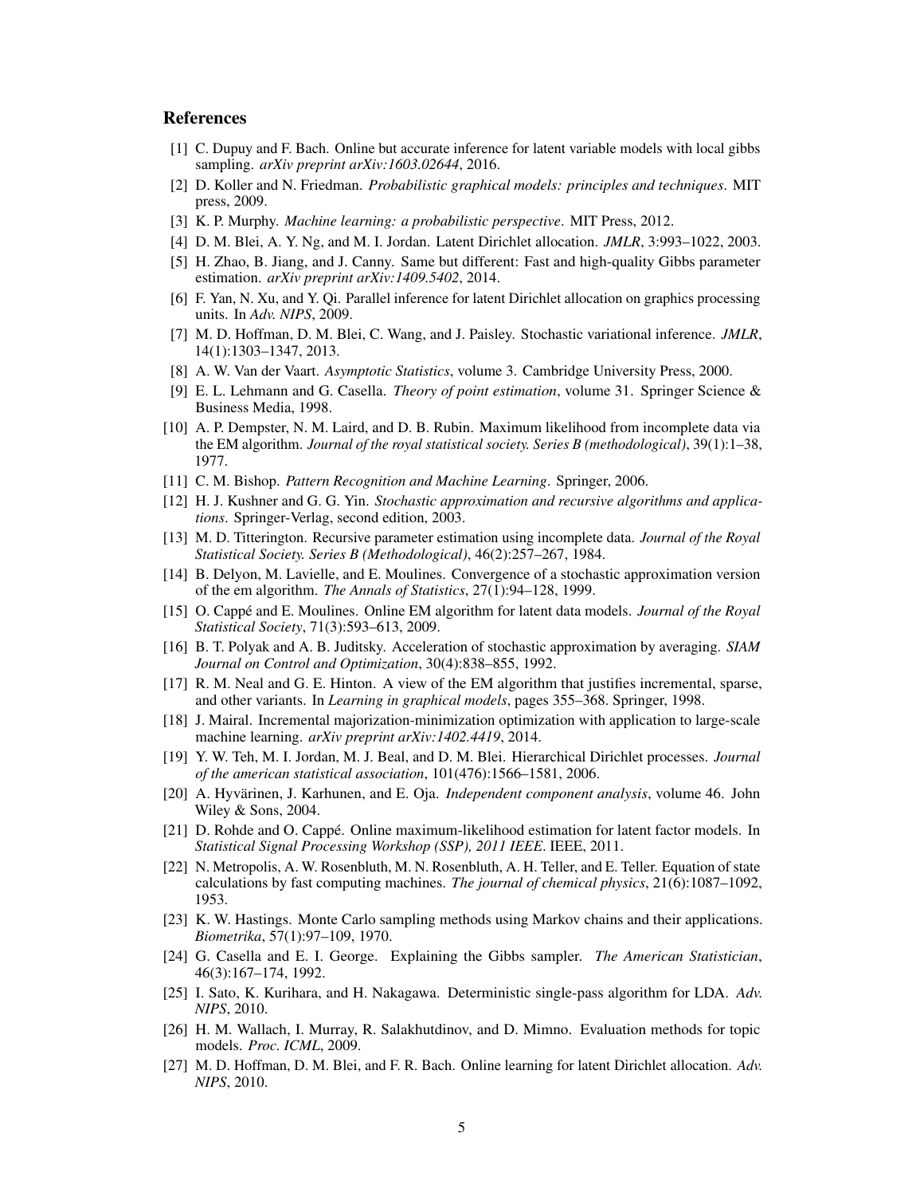## References

[1] C. Dupuy and F. Bach. Online but accurate inference for latent variable models with local gibbs sampling. *arXiv preprint arXiv:1603.02644*, 2016.

[2] D. Koller and N. Friedman. *Probabilistic graphical models: principles and techniques*. MIT press, 2009.

[3] K. P. Murphy. *Machine learning: a probabilistic perspective*. MIT Press, 2012.

[4] D. M. Blei, A. Y. Ng, and M. I. Jordan. Latent Dirichlet allocation. *JMLR*, 3:993–1022, 2003.

[5] H. Zhao, B. Jiang, and J. Canny. Same but different: Fast and high-quality Gibbs parameter estimation. *arXiv preprint arXiv:1409.5402*, 2014.

[6] F. Yan, N. Xu, and Y. Qi. Parallel inference for latent Dirichlet allocation on graphics processing units. In *Adv. NIPS*, 2009.

[7] M. D. Hoffman, D. M. Blei, C. Wang, and J. Paisley. Stochastic variational inference. *JMLR*, 14(1):1303–1347, 2013.

[8] A. W. Van der Vaart. *Asymptotic Statistics*, volume 3. Cambridge University Press, 2000.

[9] E. L. Lehmann and G. Casella. *Theory of point estimation*, volume 31. Springer Science & Business Media, 1998.

[10] A. P. Dempster, N. M. Laird, and D. B. Rubin. Maximum likelihood from incomplete data via the EM algorithm. *Journal of the royal statistical society. Series B (methodological)*, 39(1):1–38, 1977.

[11] C. M. Bishop. *Pattern Recognition and Machine Learning*. Springer, 2006.

[12] H. J. Kushner and G. G. Yin. *Stochastic approximation and recursive algorithms and applications*. Springer-Verlag, second edition, 2003.

[13] M. D. Titterington. Recursive parameter estimation using incomplete data. *Journal of the Royal Statistical Society. Series B (Methodological)*, 46(2):257–267, 1984.

[14] B. Delyon, M. Lavielle, and E. Moulines. Convergence of a stochastic approximation version of the em algorithm. *The Annals of Statistics*, 27(1):94–128, 1999.

[15] O. Cappé and E. Moulines. Online EM algorithm for latent data models. *Journal of the Royal Statistical Society*, 71(3):593–613, 2009.

[16] B. T. Polyak and A. B. Juditsky. Acceleration of stochastic approximation by averaging. *SIAM Journal on Control and Optimization*, 30(4):838–855, 1992.

[17] R. M. Neal and G. E. Hinton. A view of the EM algorithm that justifies incremental, sparse, and other variants. In *Learning in graphical models*, pages 355–368. Springer, 1998.

[18] J. Mairal. Incremental majorization-minimization optimization with application to large-scale machine learning. *arXiv preprint arXiv:1402.4419*, 2014.

[19] Y. W. Teh, M. I. Jordan, M. J. Beal, and D. M. Blei. Hierarchical Dirichlet processes. *Journal of the american statistical association*, 101(476):1566–1581, 2006.

[20] A. Hyvärinen, J. Karhunen, and E. Oja. *Independent component analysis*, volume 46. John Wiley & Sons, 2004.

[21] D. Rohde and O. Cappé. Online maximum-likelihood estimation for latent factor models. In *Statistical Signal Processing Workshop (SSP), 2011 IEEE*. IEEE, 2011.

[22] N. Metropolis, A. W. Rosenbluth, M. N. Rosenbluth, A. H. Teller, and E. Teller. Equation of state calculations by fast computing machines. *The journal of chemical physics*, 21(6):1087–1092, 1953.

[23] K. W. Hastings. Monte Carlo sampling methods using Markov chains and their applications. *Biometrika*, 57(1):97–109, 1970.

[24] G. Casella and E. I. George. Explaining the Gibbs sampler. *The American Statistician*, 46(3):167–174, 1992.

[25] I. Sato, K. Kurihara, and H. Nakagawa. Deterministic single-pass algorithm for LDA. *Adv. NIPS*, 2010.

[26] H. M. Wallach, I. Murray, R. Salakhutdinov, and D. Mimno. Evaluation methods for topic models. *Proc. ICML*, 2009.

[27] M. D. Hoffman, D. M. Blei, and F. R. Bach. Online learning for latent Dirichlet allocation. *Adv. NIPS*, 2010.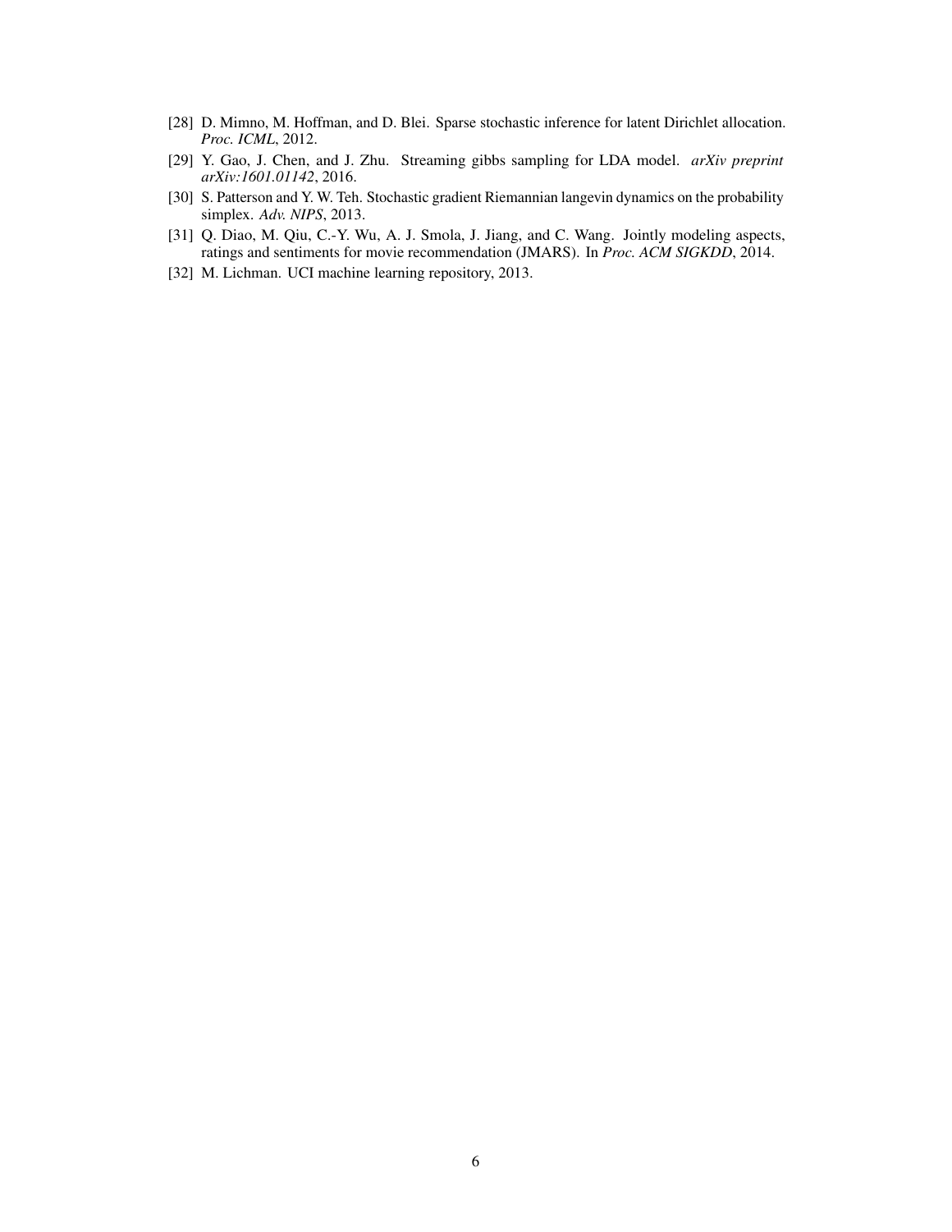[28] D. Mimno, M. Hoffman, and D. Blei. Sparse stochastic inference for latent Dirichlet allocation. *Proc. ICML*, 2012.

[29] Y. Gao, J. Chen, and J. Zhu. Streaming gibbs sampling for LDA model. *arXiv preprint arXiv:1601.01142*, 2016.

[30] S. Patterson and Y. W. Teh. Stochastic gradient Riemannian langevin dynamics on the probability simplex. *Adv. NIPS*, 2013.

[31] Q. Diao, M. Qiu, C.-Y. Wu, A. J. Smola, J. Jiang, and C. Wang. Jointly modeling aspects, ratings and sentiments for movie recommendation (JMARS). In *Proc. ACM SIGKDD*, 2014.

[32] M. Lichman. UCI machine learning repository, 2013.